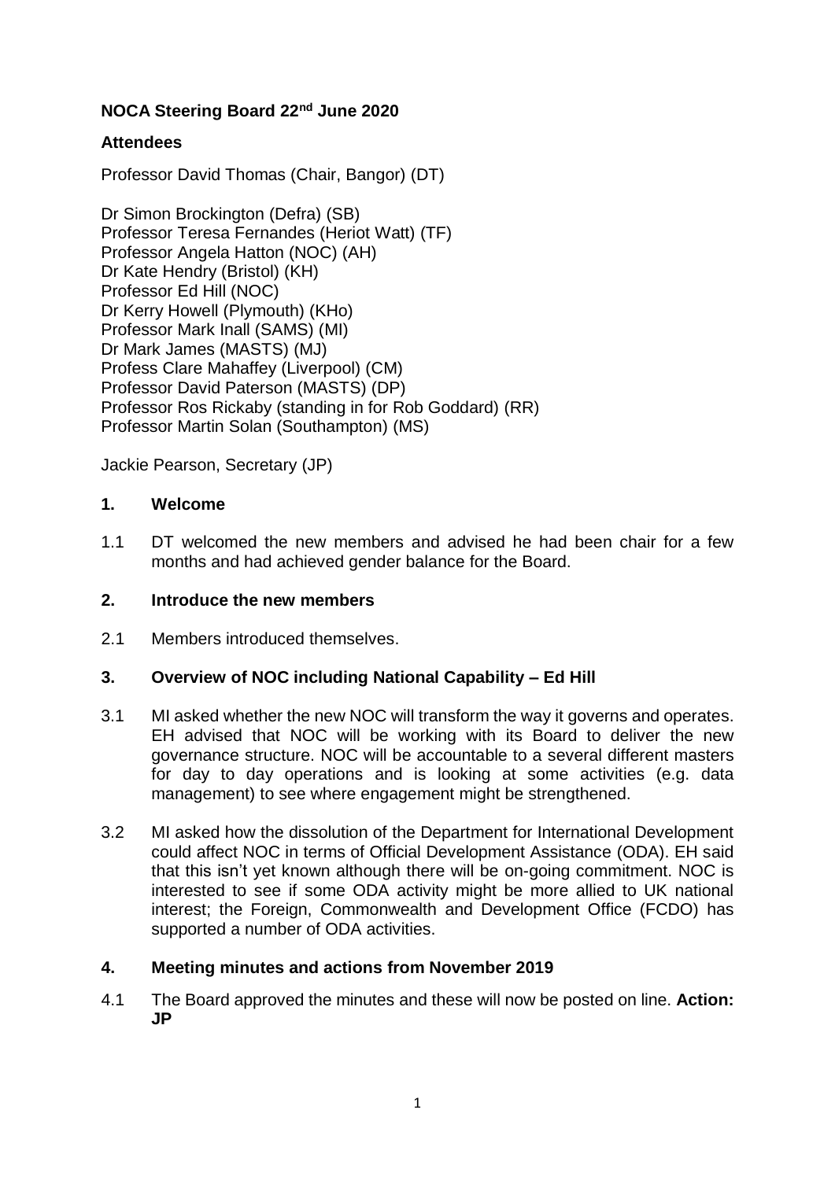# NOCA Steering Board 22nd June 2020

## Attendees

Professor David Thomas (Chair, Bangor) (DT)

Dr Simon Brockington (Defra) (SB)
Professor Teresa Fernandes (Heriot Watt) (TF)
Professor Angela Hatton (NOC) (AH)
Dr Kate Hendry (Bristol) (KH)
Professor Ed Hill (NOC)
Dr Kerry Howell (Plymouth) (KHo)
Professor Mark Inall (SAMS) (MI)
Dr Mark James (MASTS) (MJ)
Profess Clare Mahaffey (Liverpool) (CM)
Professor David Paterson (MASTS) (DP)
Professor Ros Rickaby (standing in for Rob Goddard) (RR)
Professor Martin Solan (Southampton) (MS)

Jackie Pearson, Secretary (JP)

## 1. Welcome

1.1 DT welcomed the new members and advised he had been chair for a few months and had achieved gender balance for the Board.

## 2. Introduce the new members

2.1 Members introduced themselves.

## 3. Overview of NOC including National Capability – Ed Hill

3.1 MI asked whether the new NOC will transform the way it governs and operates. EH advised that NOC will be working with its Board to deliver the new governance structure. NOC will be accountable to a several different masters for day to day operations and is looking at some activities (e.g. data management) to see where engagement might be strengthened.

3.2 MI asked how the dissolution of the Department for International Development could affect NOC in terms of Official Development Assistance (ODA). EH said that this isn't yet known although there will be on-going commitment. NOC is interested to see if some ODA activity might be more allied to UK national interest; the Foreign, Commonwealth and Development Office (FCDO) has supported a number of ODA activities.

## 4. Meeting minutes and actions from November 2019

4.1 The Board approved the minutes and these will now be posted on line. **Action: JP**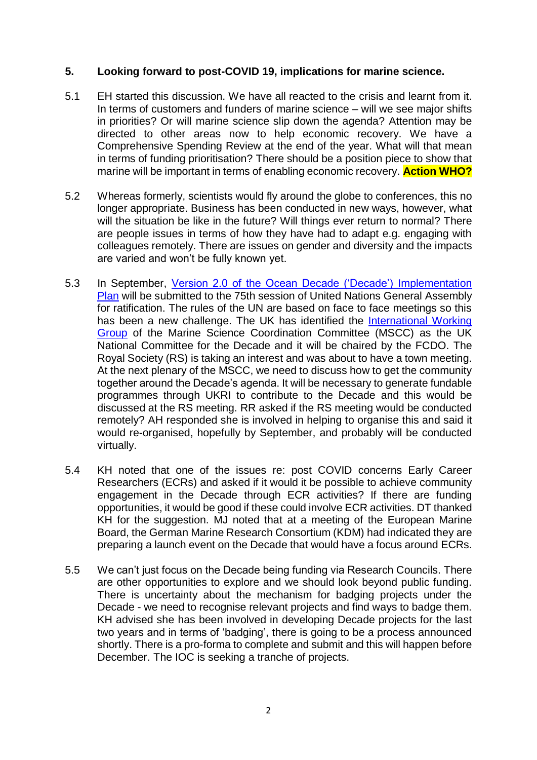## 5. Looking forward to post-COVID 19, implications for marine science.

5.1 EH started this discussion. We have all reacted to the crisis and learnt from it. In terms of customers and funders of marine science – will we see major shifts in priorities? Or will marine science slip down the agenda? Attention may be directed to other areas now to help economic recovery. We have a Comprehensive Spending Review at the end of the year. What will that mean in terms of funding prioritisation? There should be a position piece to show that marine will be important in terms of enabling economic recovery. **Action WHO?**

5.2 Whereas formerly, scientists would fly around the globe to conferences, this no longer appropriate. Business has been conducted in new ways, however, what will the situation be like in the future? Will things ever return to normal? There are people issues in terms of how they have had to adapt e.g. engaging with colleagues remotely. There are issues on gender and diversity and the impacts are varied and won't be fully known yet.

5.3 In September, Version 2.0 of the Ocean Decade ('Decade') Implementation Plan will be submitted to the 75th session of United Nations General Assembly for ratification. The rules of the UN are based on face to face meetings so this has been a new challenge. The UK has identified the International Working Group of the Marine Science Coordination Committee (MSCC) as the UK National Committee for the Decade and it will be chaired by the FCDO. The Royal Society (RS) is taking an interest and was about to have a town meeting. At the next plenary of the MSCC, we need to discuss how to get the community together around the Decade's agenda. It will be necessary to generate fundable programmes through UKRI to contribute to the Decade and this would be discussed at the RS meeting. RR asked if the RS meeting would be conducted remotely? AH responded she is involved in helping to organise this and said it would re-organised, hopefully by September, and probably will be conducted virtually.

5.4 KH noted that one of the issues re: post COVID concerns Early Career Researchers (ECRs) and asked if it would it be possible to achieve community engagement in the Decade through ECR activities? If there are funding opportunities, it would be good if these could involve ECR activities. DT thanked KH for the suggestion. MJ noted that at a meeting of the European Marine Board, the German Marine Research Consortium (KDM) had indicated they are preparing a launch event on the Decade that would have a focus around ECRs.

5.5 We can't just focus on the Decade being funding via Research Councils. There are other opportunities to explore and we should look beyond public funding. There is uncertainty about the mechanism for badging projects under the Decade - we need to recognise relevant projects and find ways to badge them. KH advised she has been involved in developing Decade projects for the last two years and in terms of 'badging', there is going to be a process announced shortly. There is a pro-forma to complete and submit and this will happen before December. The IOC is seeking a tranche of projects.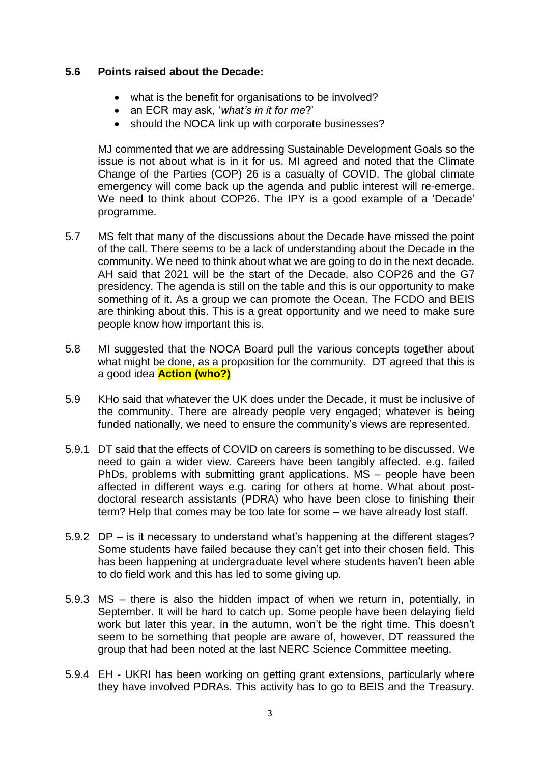**5.6 Points raised about the Decade:**

- what is the benefit for organisations to be involved?
- an ECR may ask, '*what's in it for me*?'
- should the NOCA link up with corporate businesses?

MJ commented that we are addressing Sustainable Development Goals so the issue is not about what is in it for us. MI agreed and noted that the Climate Change of the Parties (COP) 26 is a casualty of COVID. The global climate emergency will come back up the agenda and public interest will re-emerge. We need to think about COP26. The IPY is a good example of a 'Decade' programme.

5.7 MS felt that many of the discussions about the Decade have missed the point of the call. There seems to be a lack of understanding about the Decade in the community. We need to think about what we are going to do in the next decade. AH said that 2021 will be the start of the Decade, also COP26 and the G7 presidency. The agenda is still on the table and this is our opportunity to make something of it. As a group we can promote the Ocean. The FCDO and BEIS are thinking about this. This is a great opportunity and we need to make sure people know how important this is.

5.8 MI suggested that the NOCA Board pull the various concepts together about what might be done, as a proposition for the community. DT agreed that this is a good idea **Action (who?)**

5.9 KHo said that whatever the UK does under the Decade, it must be inclusive of the community. There are already people very engaged; whatever is being funded nationally, we need to ensure the community's views are represented.

5.9.1 DT said that the effects of COVID on careers is something to be discussed. We need to gain a wider view. Careers have been tangibly affected. e.g. failed PhDs, problems with submitting grant applications. MS – people have been affected in different ways e.g. caring for others at home. What about post-doctoral research assistants (PDRA) who have been close to finishing their term? Help that comes may be too late for some – we have already lost staff.

5.9.2 DP – is it necessary to understand what's happening at the different stages? Some students have failed because they can't get into their chosen field. This has been happening at undergraduate level where students haven't been able to do field work and this has led to some giving up.

5.9.3 MS – there is also the hidden impact of when we return in, potentially, in September. It will be hard to catch up. Some people have been delaying field work but later this year, in the autumn, won't be the right time. This doesn't seem to be something that people are aware of, however, DT reassured the group that had been noted at the last NERC Science Committee meeting.

5.9.4 EH - UKRI has been working on getting grant extensions, particularly where they have involved PDRAs. This activity has to go to BEIS and the Treasury.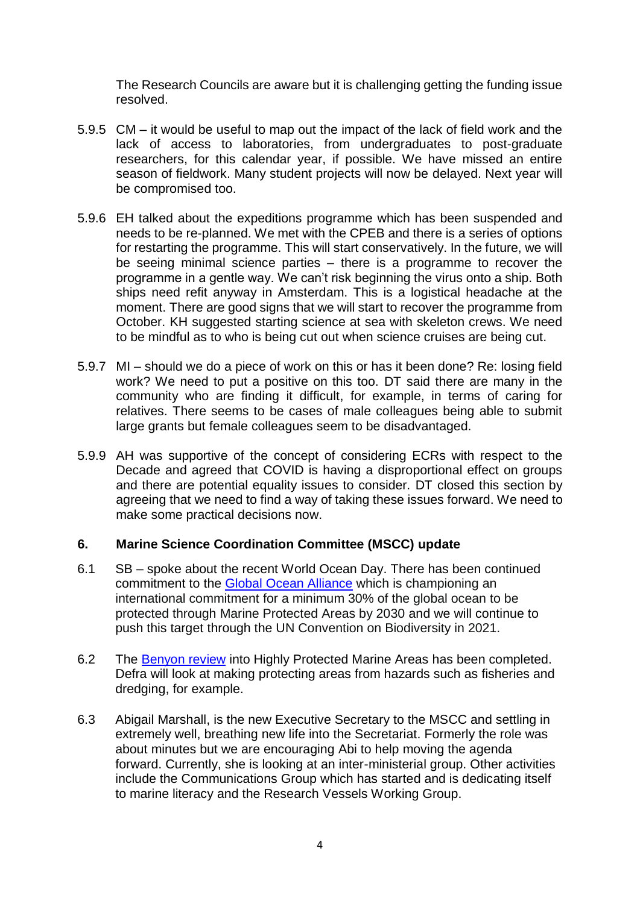The Research Councils are aware but it is challenging getting the funding issue resolved.

5.9.5 CM – it would be useful to map out the impact of the lack of field work and the lack of access to laboratories, from undergraduates to post-graduate researchers, for this calendar year, if possible. We have missed an entire season of fieldwork. Many student projects will now be delayed. Next year will be compromised too.

5.9.6 EH talked about the expeditions programme which has been suspended and needs to be re-planned. We met with the CPEB and there is a series of options for restarting the programme. This will start conservatively. In the future, we will be seeing minimal science parties – there is a programme to recover the programme in a gentle way. We can't risk beginning the virus onto a ship. Both ships need refit anyway in Amsterdam. This is a logistical headache at the moment. There are good signs that we will start to recover the programme from October. KH suggested starting science at sea with skeleton crews. We need to be mindful as to who is being cut out when science cruises are being cut.

5.9.7 MI – should we do a piece of work on this or has it been done? Re: losing field work? We need to put a positive on this too. DT said there are many in the community who are finding it difficult, for example, in terms of caring for relatives. There seems to be cases of male colleagues being able to submit large grants but female colleagues seem to be disadvantaged.

5.9.9 AH was supportive of the concept of considering ECRs with respect to the Decade and agreed that COVID is having a disproportional effect on groups and there are potential equality issues to consider. DT closed this section by agreeing that we need to find a way of taking these issues forward. We need to make some practical decisions now.

## 6. Marine Science Coordination Committee (MSCC) update

6.1 SB – spoke about the recent World Ocean Day. There has been continued commitment to the Global Ocean Alliance which is championing an international commitment for a minimum 30% of the global ocean to be protected through Marine Protected Areas by 2030 and we will continue to push this target through the UN Convention on Biodiversity in 2021.

6.2 The Benyon review into Highly Protected Marine Areas has been completed. Defra will look at making protecting areas from hazards such as fisheries and dredging, for example.

6.3 Abigail Marshall, is the new Executive Secretary to the MSCC and settling in extremely well, breathing new life into the Secretariat. Formerly the role was about minutes but we are encouraging Abi to help moving the agenda forward. Currently, she is looking at an inter-ministerial group. Other activities include the Communications Group which has started and is dedicating itself to marine literacy and the Research Vessels Working Group.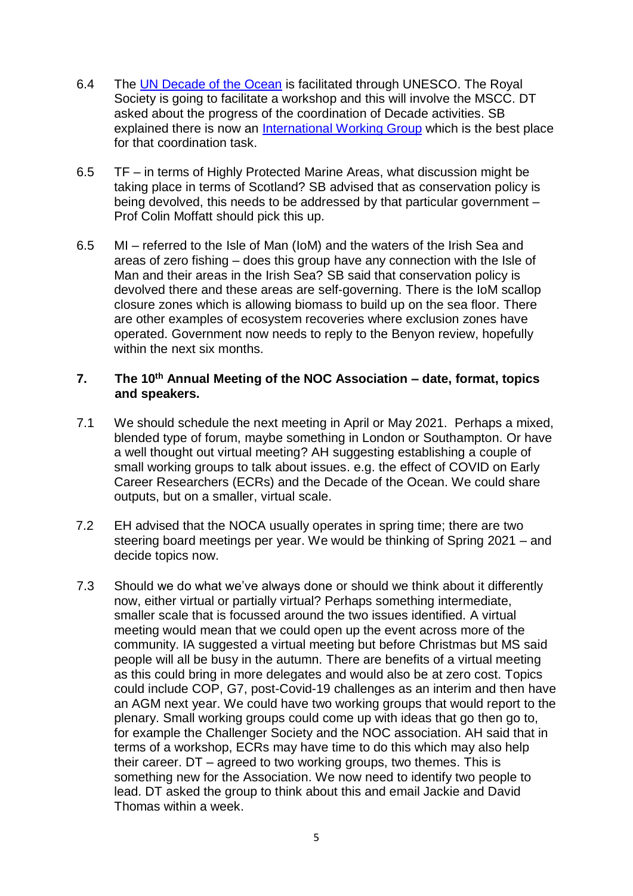6.4 The [UN Decade of the Ocean](#) is facilitated through UNESCO. The Royal Society is going to facilitate a workshop and this will involve the MSCC. DT asked about the progress of the coordination of Decade activities. SB explained there is now an [International Working Group](#) which is the best place for that coordination task.

6.5 TF – in terms of Highly Protected Marine Areas, what discussion might be taking place in terms of Scotland? SB advised that as conservation policy is being devolved, this needs to be addressed by that particular government – Prof Colin Moffatt should pick this up.

6.5 MI – referred to the Isle of Man (IoM) and the waters of the Irish Sea and areas of zero fishing – does this group have any connection with the Isle of Man and their areas in the Irish Sea? SB said that conservation policy is devolved there and these areas are self-governing. There is the IoM scallop closure zones which is allowing biomass to build up on the sea floor. There are other examples of ecosystem recoveries where exclusion zones have operated. Government now needs to reply to the Benyon review, hopefully within the next six months.

## 7. The 10th Annual Meeting of the NOC Association – date, format, topics and speakers.

7.1 We should schedule the next meeting in April or May 2021. Perhaps a mixed, blended type of forum, maybe something in London or Southampton. Or have a well thought out virtual meeting? AH suggesting establishing a couple of small working groups to talk about issues. e.g. the effect of COVID on Early Career Researchers (ECRs) and the Decade of the Ocean. We could share outputs, but on a smaller, virtual scale.

7.2 EH advised that the NOCA usually operates in spring time; there are two steering board meetings per year. We would be thinking of Spring 2021 – and decide topics now.

7.3 Should we do what we've always done or should we think about it differently now, either virtual or partially virtual? Perhaps something intermediate, smaller scale that is focussed around the two issues identified. A virtual meeting would mean that we could open up the event across more of the community. IA suggested a virtual meeting but before Christmas but MS said people will all be busy in the autumn. There are benefits of a virtual meeting as this could bring in more delegates and would also be at zero cost. Topics could include COP, G7, post-Covid-19 challenges as an interim and then have an AGM next year. We could have two working groups that would report to the plenary. Small working groups could come up with ideas that go then go to, for example the Challenger Society and the NOC association. AH said that in terms of a workshop, ECRs may have time to do this which may also help their career. DT – agreed to two working groups, two themes. This is something new for the Association. We now need to identify two people to lead. DT asked the group to think about this and email Jackie and David Thomas within a week.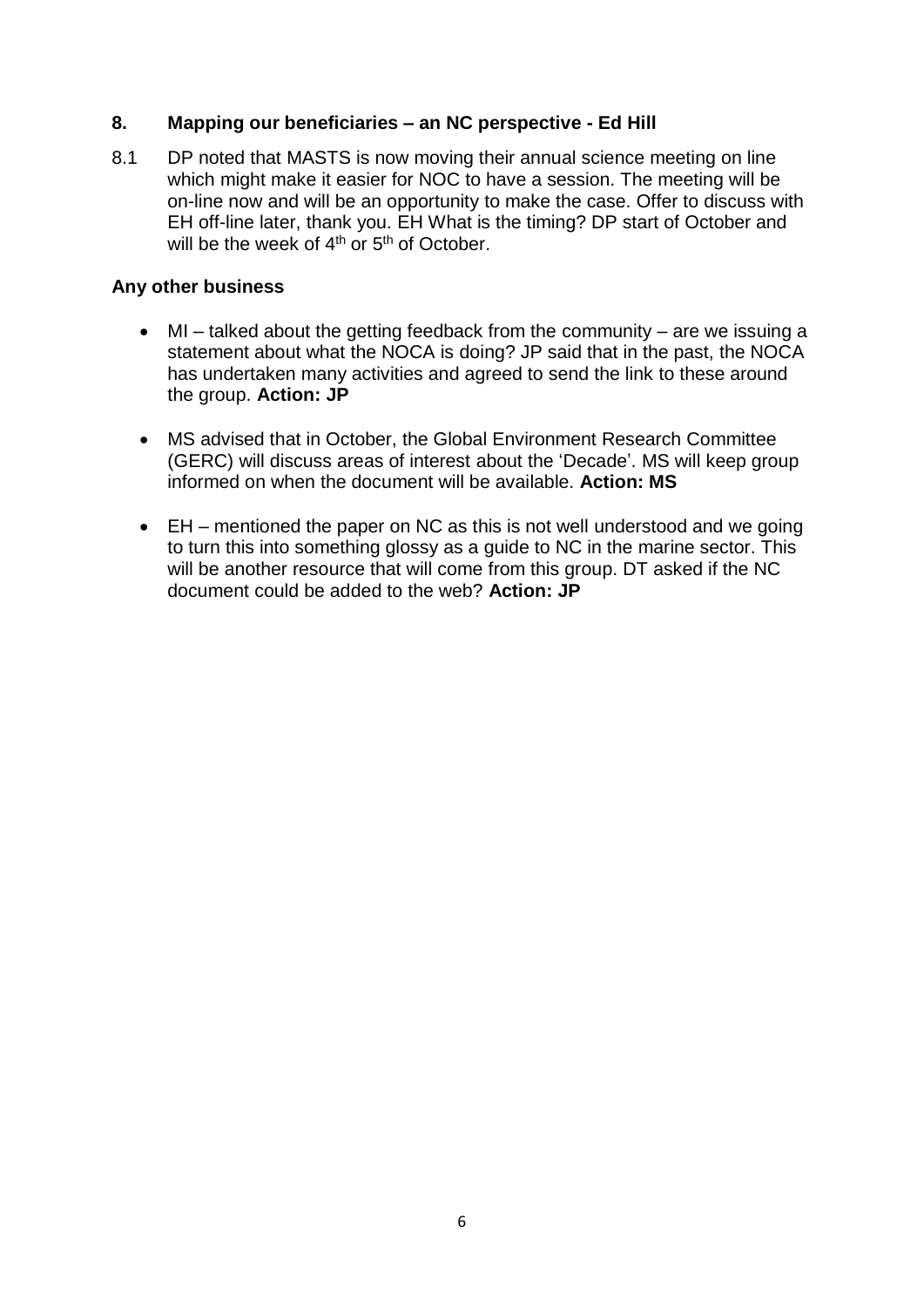## 8. Mapping our beneficiaries – an NC perspective - Ed Hill

8.1 DP noted that MASTS is now moving their annual science meeting on line which might make it easier for NOC to have a session. The meeting will be on-line now and will be an opportunity to make the case. Offer to discuss with EH off-line later, thank you. EH What is the timing? DP start of October and will be the week of 4th or 5th of October.

**Any other business**

- MI – talked about the getting feedback from the community – are we issuing a statement about what the NOCA is doing? JP said that in the past, the NOCA has undertaken many activities and agreed to send the link to these around the group. **Action: JP**

- MS advised that in October, the Global Environment Research Committee (GERC) will discuss areas of interest about the 'Decade'. MS will keep group informed on when the document will be available. **Action: MS**

- EH – mentioned the paper on NC as this is not well understood and we going to turn this into something glossy as a guide to NC in the marine sector. This will be another resource that will come from this group. DT asked if the NC document could be added to the web? **Action: JP**